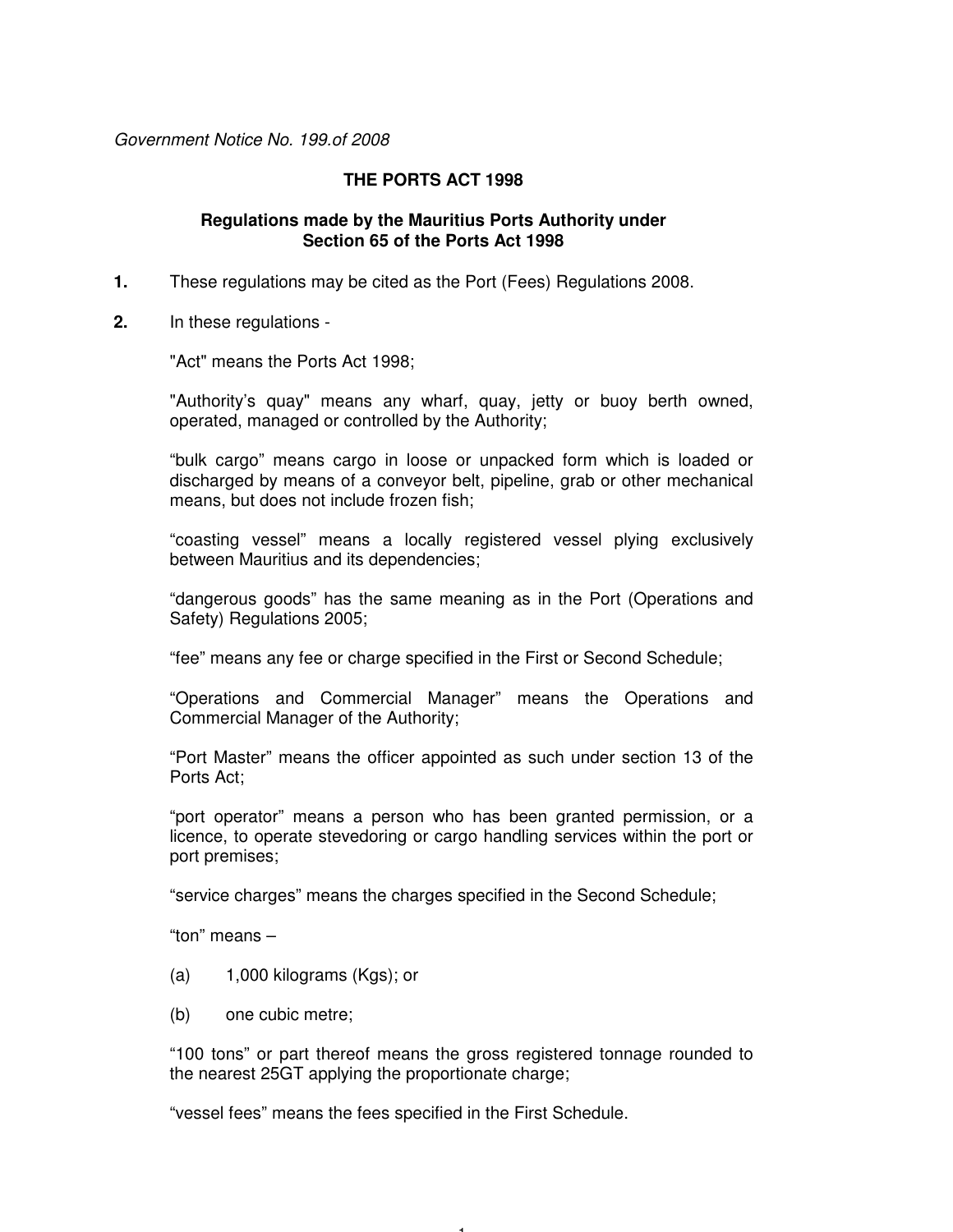*Government Notice No. 199.of 2008*

**THE PORTS ACT 1998**

**Regulations made by the Mauritius Ports Authority under Section 65 of the Ports Act 1998**

**1.** These regulations may be cited as the Port (Fees) Regulations 2008.

**2.** In these regulations -

"Act" means the Ports Act 1998;

"Authority's quay" means any wharf, quay, jetty or buoy berth owned, operated, managed or controlled by the Authority;

"bulk cargo" means cargo in loose or unpacked form which is loaded or discharged by means of a conveyor belt, pipeline, grab or other mechanical means, but does not include frozen fish;

"coasting vessel" means a locally registered vessel plying exclusively between Mauritius and its dependencies;

"dangerous goods" has the same meaning as in the Port (Operations and Safety) Regulations 2005;

"fee" means any fee or charge specified in the First or Second Schedule;

"Operations and Commercial Manager" means the Operations and Commercial Manager of the Authority;

"Port Master" means the officer appointed as such under section 13 of the Ports Act;

"port operator" means a person who has been granted permission, or a licence, to operate stevedoring or cargo handling services within the port or port premises;

"service charges" means the charges specified in the Second Schedule;

"ton" means –

(a) 1,000 kilograms (Kgs); or

(b) one cubic metre;

"100 tons" or part thereof means the gross registered tonnage rounded to the nearest 25GT applying the proportionate charge;

"vessel fees" means the fees specified in the First Schedule.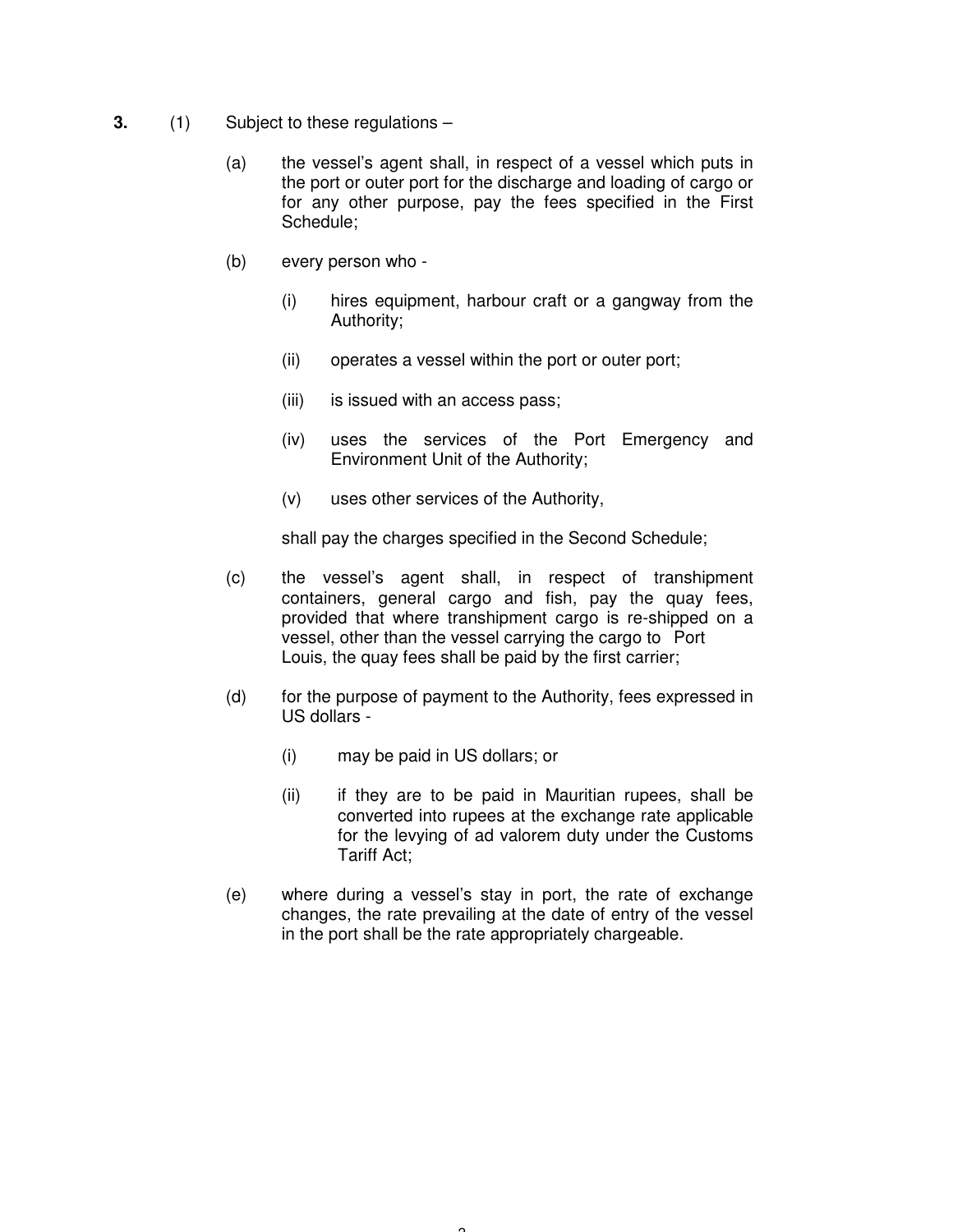**3.** (1) Subject to these regulations –

(a) the vessel's agent shall, in respect of a vessel which puts in the port or outer port for the discharge and loading of cargo or for any other purpose, pay the fees specified in the First Schedule;

(b) every person who -

(i) hires equipment, harbour craft or a gangway from the Authority;

(ii) operates a vessel within the port or outer port;

(iii) is issued with an access pass;

(iv) uses the services of the Port Emergency and Environment Unit of the Authority;

(v) uses other services of the Authority,

shall pay the charges specified in the Second Schedule;

(c) the vessel's agent shall, in respect of transhipment containers, general cargo and fish, pay the quay fees, provided that where transhipment cargo is re-shipped on a vessel, other than the vessel carrying the cargo to Port Louis, the quay fees shall be paid by the first carrier;

(d) for the purpose of payment to the Authority, fees expressed in US dollars -

(i) may be paid in US dollars; or

(ii) if they are to be paid in Mauritian rupees, shall be converted into rupees at the exchange rate applicable for the levying of ad valorem duty under the Customs Tariff Act;

(e) where during a vessel's stay in port, the rate of exchange changes, the rate prevailing at the date of entry of the vessel in the port shall be the rate appropriately chargeable.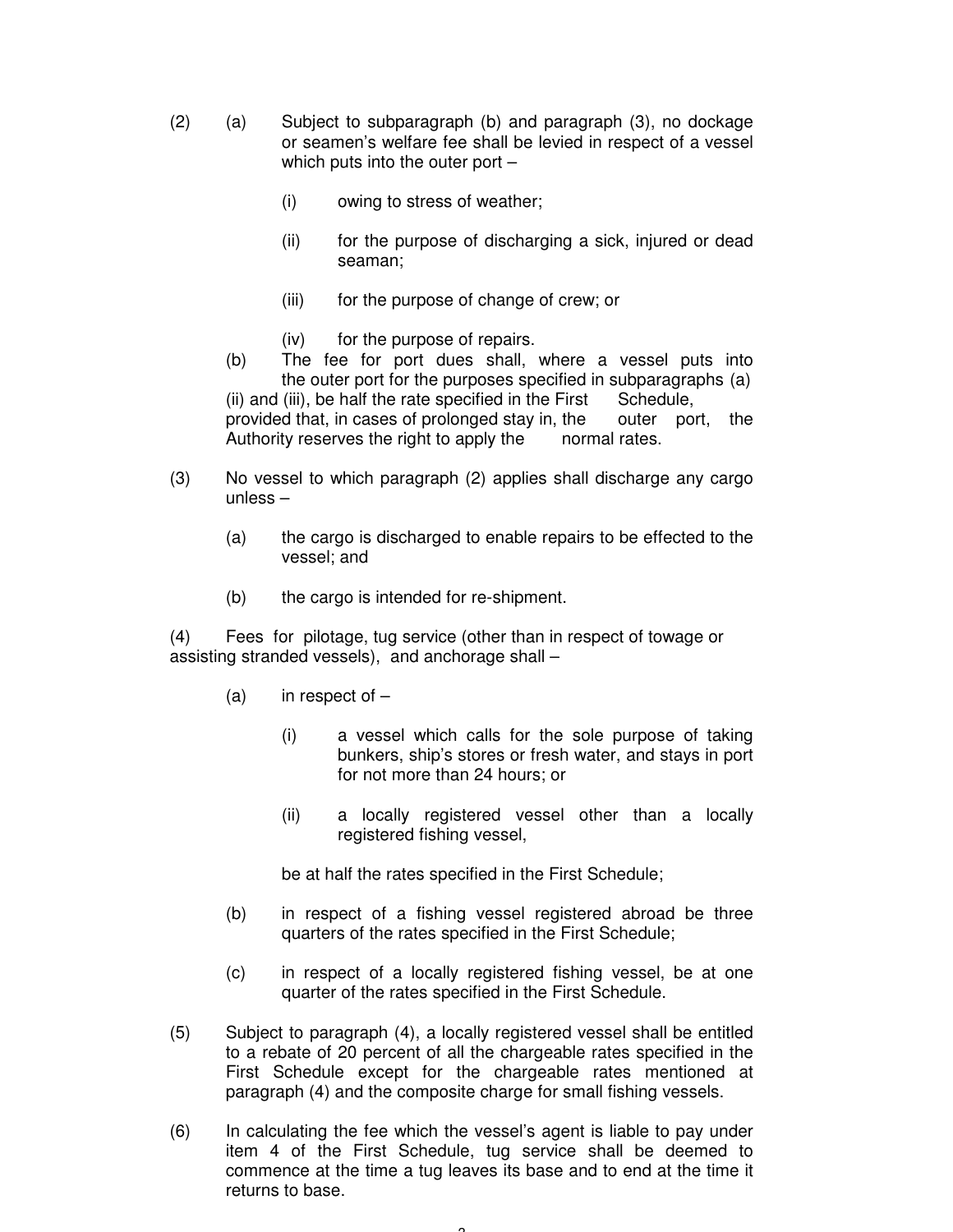(2) (a) Subject to subparagraph (b) and paragraph (3), no dockage or seamen's welfare fee shall be levied in respect of a vessel which puts into the outer port –

(i) owing to stress of weather;

(ii) for the purpose of discharging a sick, injured or dead seaman;

(iii) for the purpose of change of crew; or

(iv) for the purpose of repairs.

(b) The fee for port dues shall, where a vessel puts into the outer port for the purposes specified in subparagraphs (a) (ii) and (iii), be half the rate specified in the First Schedule, provided that, in cases of prolonged stay in, the outer port, the Authority reserves the right to apply the normal rates.

(3) No vessel to which paragraph (2) applies shall discharge any cargo unless –

(a) the cargo is discharged to enable repairs to be effected to the vessel; and

(b) the cargo is intended for re-shipment.

(4) Fees for pilotage, tug service (other than in respect of towage or assisting stranded vessels), and anchorage shall –

(a) in respect of –

(i) a vessel which calls for the sole purpose of taking bunkers, ship's stores or fresh water, and stays in port for not more than 24 hours; or

(ii) a locally registered vessel other than a locally registered fishing vessel,

be at half the rates specified in the First Schedule;

(b) in respect of a fishing vessel registered abroad be three quarters of the rates specified in the First Schedule;

(c) in respect of a locally registered fishing vessel, be at one quarter of the rates specified in the First Schedule.

(5) Subject to paragraph (4), a locally registered vessel shall be entitled to a rebate of 20 percent of all the chargeable rates specified in the First Schedule except for the chargeable rates mentioned at paragraph (4) and the composite charge for small fishing vessels.

(6) In calculating the fee which the vessel's agent is liable to pay under item 4 of the First Schedule, tug service shall be deemed to commence at the time a tug leaves its base and to end at the time it returns to base.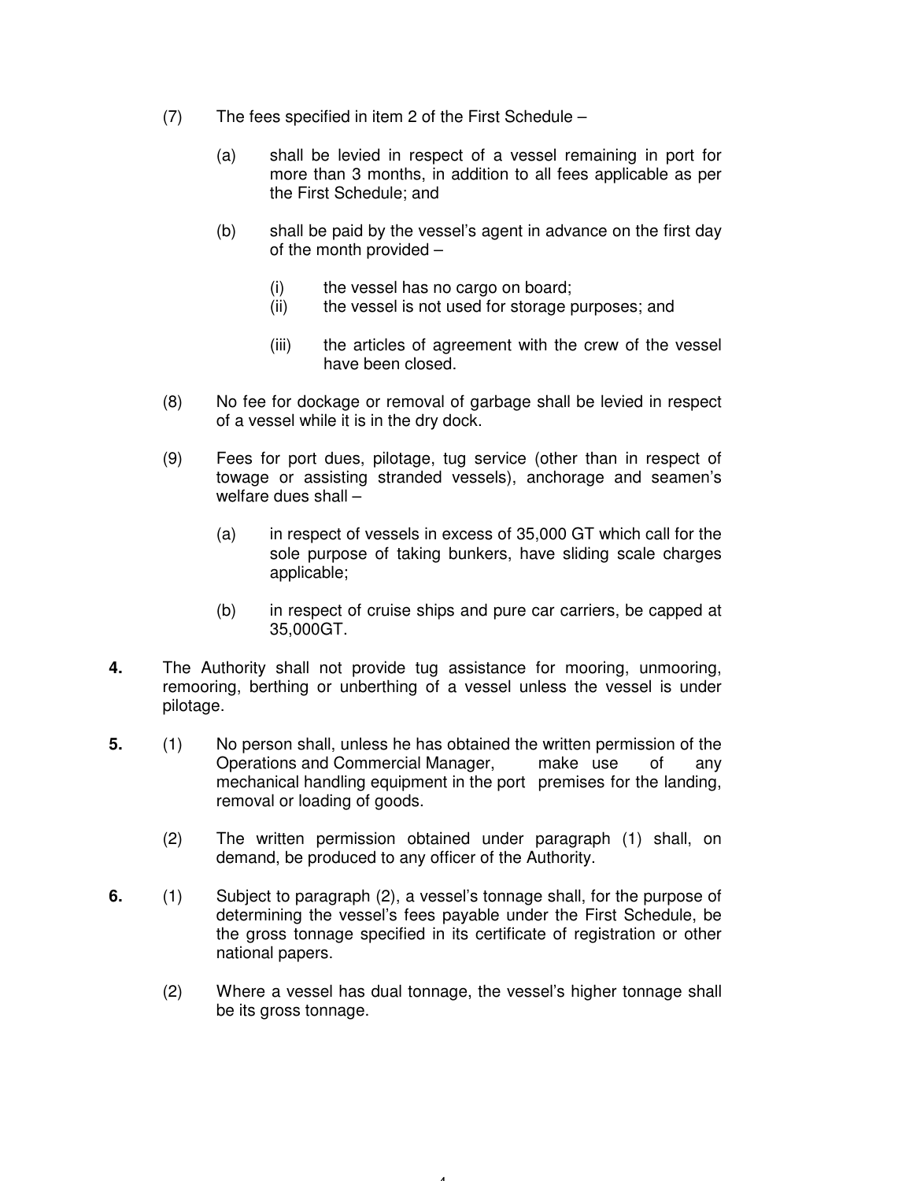(7) The fees specified in item 2 of the First Schedule –

(a) shall be levied in respect of a vessel remaining in port for more than 3 months, in addition to all fees applicable as per the First Schedule; and

(b) shall be paid by the vessel's agent in advance on the first day of the month provided –

(i) the vessel has no cargo on board;
(ii) the vessel is not used for storage purposes; and

(iii) the articles of agreement with the crew of the vessel have been closed.

(8) No fee for dockage or removal of garbage shall be levied in respect of a vessel while it is in the dry dock.

(9) Fees for port dues, pilotage, tug service (other than in respect of towage or assisting stranded vessels), anchorage and seamen's welfare dues shall –

(a) in respect of vessels in excess of 35,000 GT which call for the sole purpose of taking bunkers, have sliding scale charges applicable;

(b) in respect of cruise ships and pure car carriers, be capped at 35,000GT.

**4.** The Authority shall not provide tug assistance for mooring, unmooring, remooring, berthing or unberthing of a vessel unless the vessel is under pilotage.

**5.** (1) No person shall, unless he has obtained the written permission of the Operations and Commercial Manager, make use of any mechanical handling equipment in the port premises for the landing, removal or loading of goods.

(2) The written permission obtained under paragraph (1) shall, on demand, be produced to any officer of the Authority.

**6.** (1) Subject to paragraph (2), a vessel's tonnage shall, for the purpose of determining the vessel's fees payable under the First Schedule, be the gross tonnage specified in its certificate of registration or other national papers.

(2) Where a vessel has dual tonnage, the vessel's higher tonnage shall be its gross tonnage.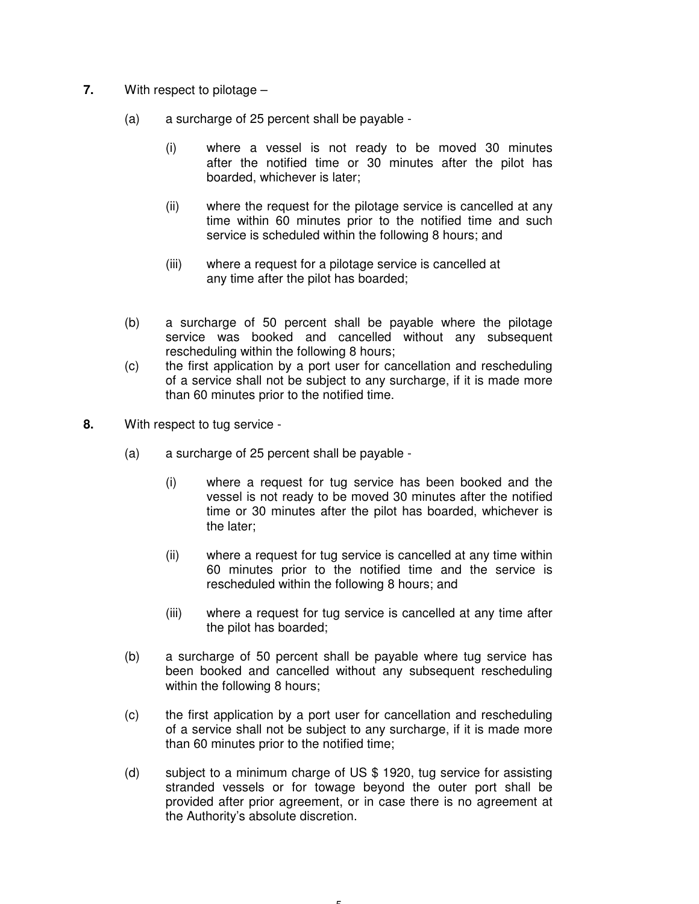**7.** With respect to pilotage –

(a) a surcharge of 25 percent shall be payable -

(i) where a vessel is not ready to be moved 30 minutes after the notified time or 30 minutes after the pilot has boarded, whichever is later;

(ii) where the request for the pilotage service is cancelled at any time within 60 minutes prior to the notified time and such service is scheduled within the following 8 hours; and

(iii) where a request for a pilotage service is cancelled at any time after the pilot has boarded;

(b) a surcharge of 50 percent shall be payable where the pilotage service was booked and cancelled without any subsequent rescheduling within the following 8 hours;

(c) the first application by a port user for cancellation and rescheduling of a service shall not be subject to any surcharge, if it is made more than 60 minutes prior to the notified time.

**8.** With respect to tug service -

(a) a surcharge of 25 percent shall be payable -

(i) where a request for tug service has been booked and the vessel is not ready to be moved 30 minutes after the notified time or 30 minutes after the pilot has boarded, whichever is the later;

(ii) where a request for tug service is cancelled at any time within 60 minutes prior to the notified time and the service is rescheduled within the following 8 hours; and

(iii) where a request for tug service is cancelled at any time after the pilot has boarded;

(b) a surcharge of 50 percent shall be payable where tug service has been booked and cancelled without any subsequent rescheduling within the following 8 hours;

(c) the first application by a port user for cancellation and rescheduling of a service shall not be subject to any surcharge, if it is made more than 60 minutes prior to the notified time;

(d) subject to a minimum charge of US $ 1920, tug service for assisting stranded vessels or for towage beyond the outer port shall be provided after prior agreement, or in case there is no agreement at the Authority's absolute discretion.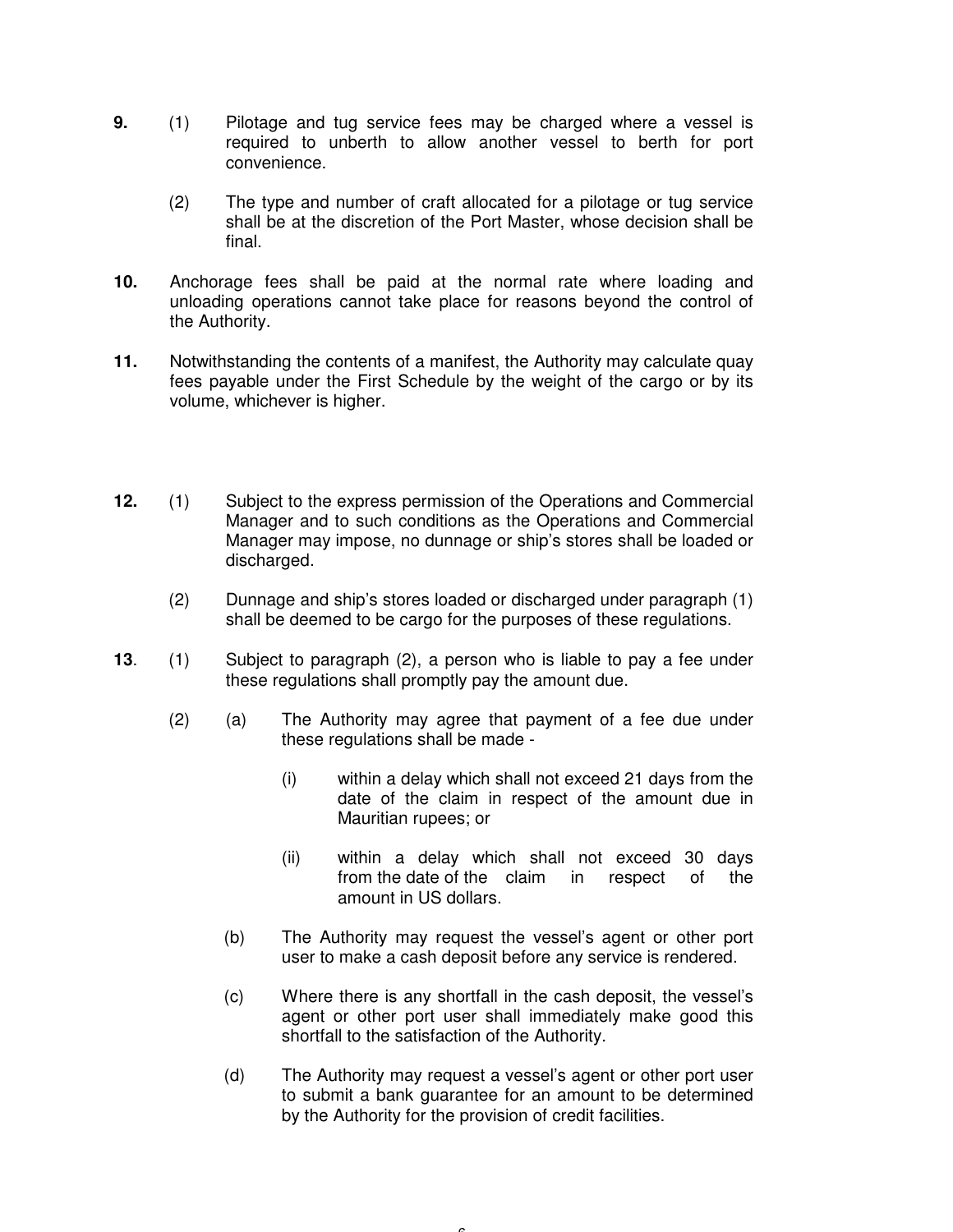**9.** (1) Pilotage and tug service fees may be charged where a vessel is required to unberth to allow another vessel to berth for port convenience.

(2) The type and number of craft allocated for a pilotage or tug service shall be at the discretion of the Port Master, whose decision shall be final.

**10.** Anchorage fees shall be paid at the normal rate where loading and unloading operations cannot take place for reasons beyond the control of the Authority.

**11.** Notwithstanding the contents of a manifest, the Authority may calculate quay fees payable under the First Schedule by the weight of the cargo or by its volume, whichever is higher.

**12.** (1) Subject to the express permission of the Operations and Commercial Manager and to such conditions as the Operations and Commercial Manager may impose, no dunnage or ship's stores shall be loaded or discharged.

(2) Dunnage and ship's stores loaded or discharged under paragraph (1) shall be deemed to be cargo for the purposes of these regulations.

**13**. (1) Subject to paragraph (2), a person who is liable to pay a fee under these regulations shall promptly pay the amount due.

(2) (a) The Authority may agree that payment of a fee due under these regulations shall be made -

(i) within a delay which shall not exceed 21 days from the date of the claim in respect of the amount due in Mauritian rupees; or

(ii) within a delay which shall not exceed 30 days from the date of the claim in respect of the amount in US dollars.

(b) The Authority may request the vessel's agent or other port user to make a cash deposit before any service is rendered.

(c) Where there is any shortfall in the cash deposit, the vessel's agent or other port user shall immediately make good this shortfall to the satisfaction of the Authority.

(d) The Authority may request a vessel's agent or other port user to submit a bank guarantee for an amount to be determined by the Authority for the provision of credit facilities.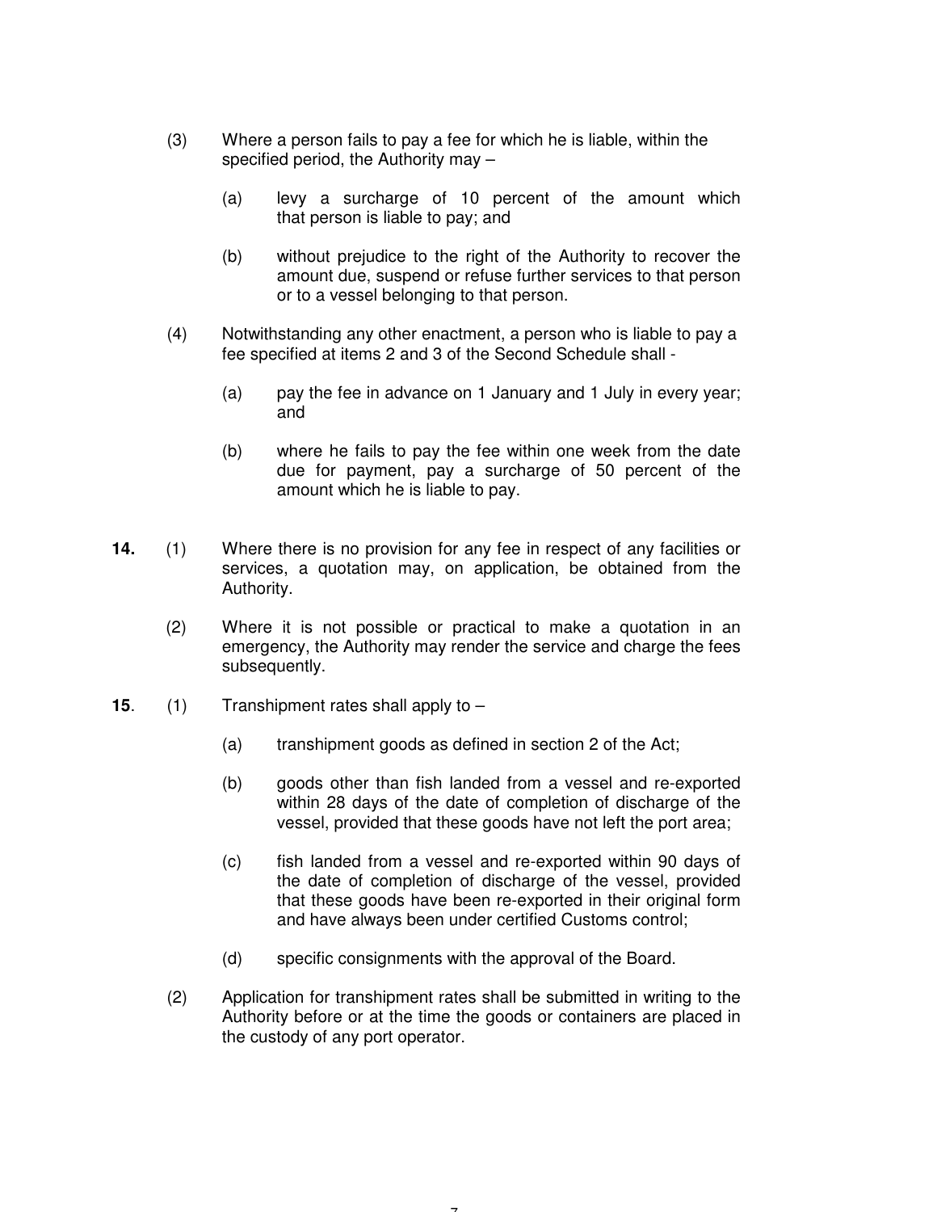(3) Where a person fails to pay a fee for which he is liable, within the specified period, the Authority may –

(a) levy a surcharge of 10 percent of the amount which that person is liable to pay; and

(b) without prejudice to the right of the Authority to recover the amount due, suspend or refuse further services to that person or to a vessel belonging to that person.

(4) Notwithstanding any other enactment, a person who is liable to pay a fee specified at items 2 and 3 of the Second Schedule shall -

(a) pay the fee in advance on 1 January and 1 July in every year; and

(b) where he fails to pay the fee within one week from the date due for payment, pay a surcharge of 50 percent of the amount which he is liable to pay.

**14.** (1) Where there is no provision for any fee in respect of any facilities or services, a quotation may, on application, be obtained from the Authority.

(2) Where it is not possible or practical to make a quotation in an emergency, the Authority may render the service and charge the fees subsequently.

**15**. (1) Transhipment rates shall apply to –

(a) transhipment goods as defined in section 2 of the Act;

(b) goods other than fish landed from a vessel and re-exported within 28 days of the date of completion of discharge of the vessel, provided that these goods have not left the port area;

(c) fish landed from a vessel and re-exported within 90 days of the date of completion of discharge of the vessel, provided that these goods have been re-exported in their original form and have always been under certified Customs control;

(d) specific consignments with the approval of the Board.

(2) Application for transhipment rates shall be submitted in writing to the Authority before or at the time the goods or containers are placed in the custody of any port operator.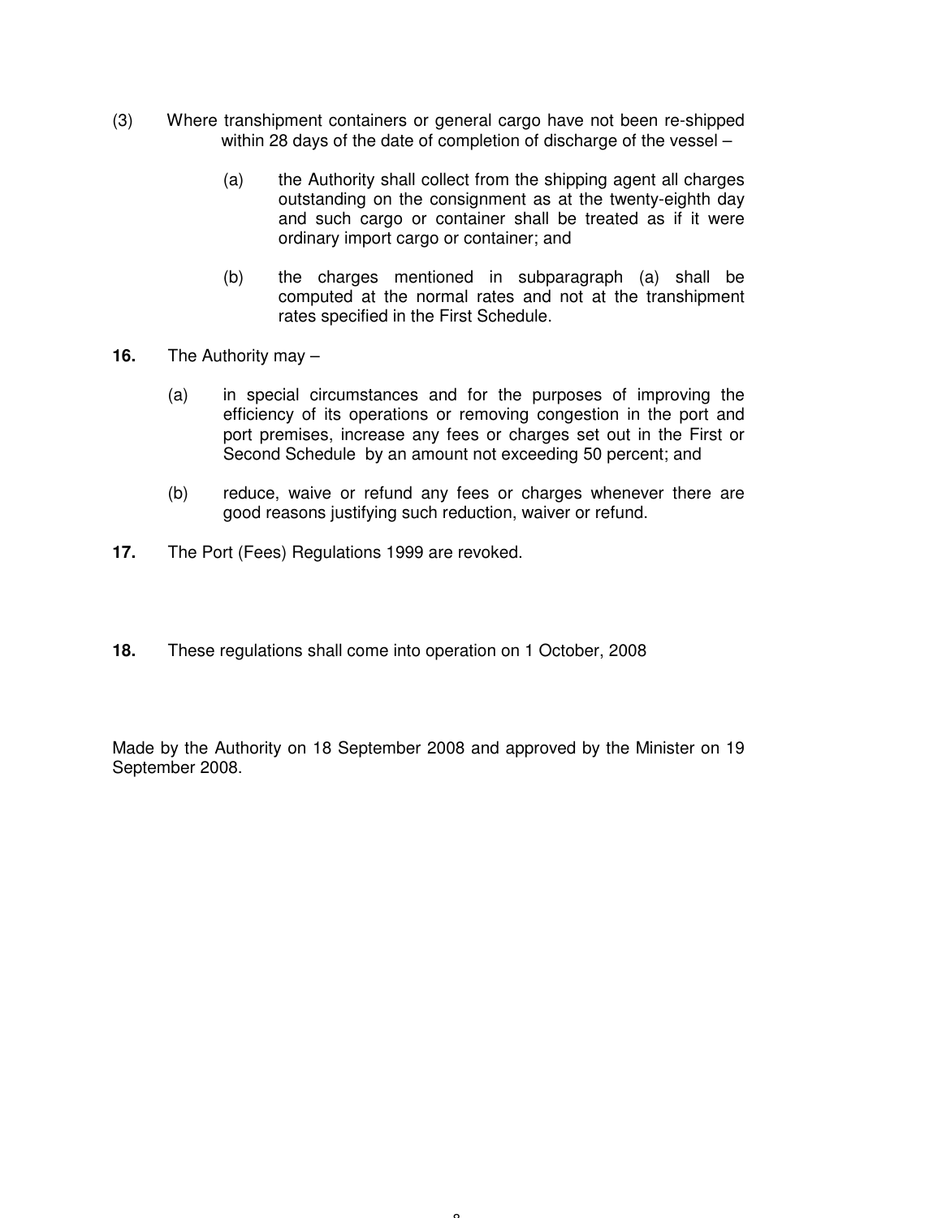(3) Where transhipment containers or general cargo have not been re-shipped within 28 days of the date of completion of discharge of the vessel –

(a) the Authority shall collect from the shipping agent all charges outstanding on the consignment as at the twenty-eighth day and such cargo or container shall be treated as if it were ordinary import cargo or container; and

(b) the charges mentioned in subparagraph (a) shall be computed at the normal rates and not at the transhipment rates specified in the First Schedule.

**16.** The Authority may –

(a) in special circumstances and for the purposes of improving the efficiency of its operations or removing congestion in the port and port premises, increase any fees or charges set out in the First or Second Schedule by an amount not exceeding 50 percent; and

(b) reduce, waive or refund any fees or charges whenever there are good reasons justifying such reduction, waiver or refund.

**17.** The Port (Fees) Regulations 1999 are revoked.

**18.** These regulations shall come into operation on 1 October, 2008

Made by the Authority on 18 September 2008 and approved by the Minister on 19 September 2008.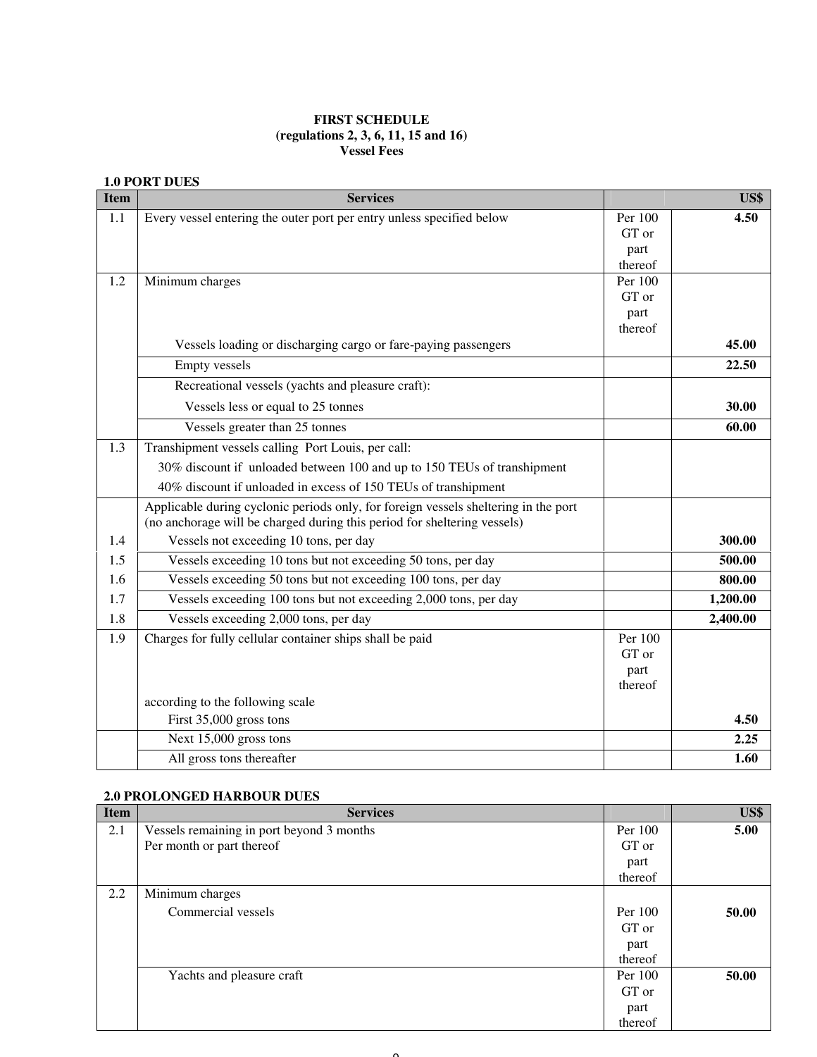**FIRST SCHEDULE**
**(regulations 2, 3, 6, 11, 15 and 16)**
**Vessel Fees**

**1.0 PORT DUES**

| Item | Services | | US$ |
|---|---|---|---|
| 1.1 | Every vessel entering the outer port per entry unless specified below | Per 100 GT or part thereof | **4.50** |
| 1.2 | Minimum charges | Per 100 GT or part thereof | |
| | Vessels loading or discharging cargo or fare-paying passengers | | **45.00** |
| | Empty vessels | | **22.50** |
| | Recreational vessels (yachts and pleasure craft): | | |
| | Vessels less or equal to 25 tonnes | | **30.00** |
| | Vessels greater than 25 tonnes | | **60.00** |
| 1.3 | Transhipment vessels calling Port Louis, per call: | | |
| | 30% discount if unloaded between 100 and up to 150 TEUs of transhipment | | |
| | 40% discount if unloaded in excess of 150 TEUs of transhipment | | |
| | Applicable during cyclonic periods only, for foreign vessels sheltering in the port (no anchorage will be charged during this period for sheltering vessels) | | |
| 1.4 | Vessels not exceeding 10 tons, per day | | **300.00** |
| 1.5 | Vessels exceeding 10 tons but not exceeding 50 tons, per day | | **500.00** |
| 1.6 | Vessels exceeding 50 tons but not exceeding 100 tons, per day | | **800.00** |
| 1.7 | Vessels exceeding 100 tons but not exceeding 2,000 tons, per day | | **1,200.00** |
| 1.8 | Vessels exceeding 2,000 tons, per day | | **2,400.00** |
| 1.9 | Charges for fully cellular container ships shall be paid according to the following scale | Per 100 GT or part thereof | |
| | First 35,000 gross tons | | **4.50** |
| | Next 15,000 gross tons | | **2.25** |
| | All gross tons thereafter | | **1.60** |

**2.0 PROLONGED HARBOUR DUES**

| Item | Services | | US$ |
|---|---|---|---|
| 2.1 | Vessels remaining in port beyond 3 months<br>Per month or part thereof | Per 100 GT or part thereof | **5.00** |
| 2.2 | Minimum charges | | |
| | Commercial vessels | Per 100 GT or part thereof | **50.00** |
| | Yachts and pleasure craft | Per 100 GT or part thereof | **50.00** |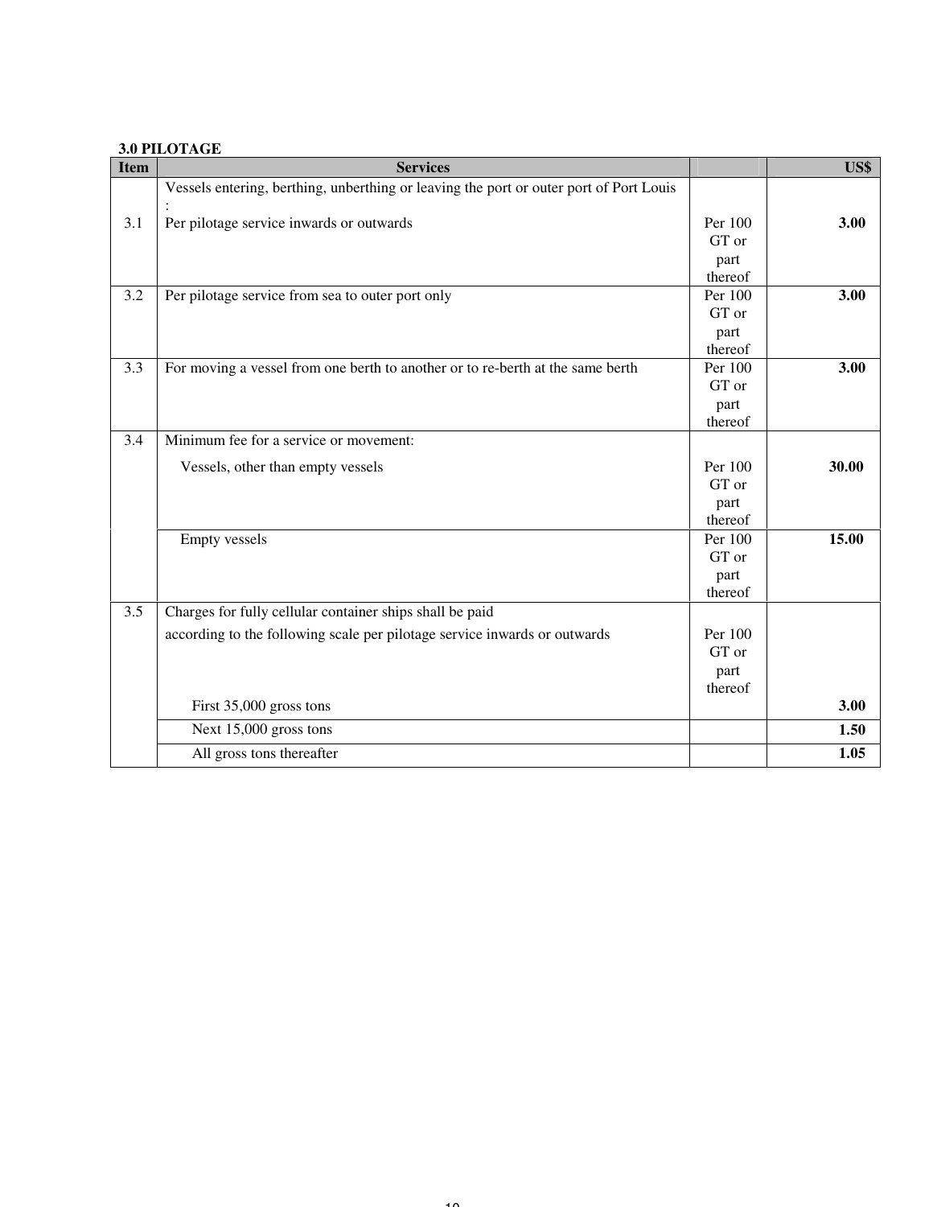### 3.0 PILOTAGE

| Item | Services | | US$ |
|---|---|---|---|
| 3.1 | Vessels entering, berthing, unberthing or leaving the port or outer port of Port Louis :<br>Per pilotage service inwards or outwards | Per 100 GT or part thereof | **3.00** |
| 3.2 | Per pilotage service from sea to outer port only | Per 100 GT or part thereof | **3.00** |
| 3.3 | For moving a vessel from one berth to another or to re-berth at the same berth | Per 100 GT or part thereof | **3.00** |
| 3.4 | Minimum fee for a service or movement:<br>Vessels, other than empty vessels | Per 100 GT or part thereof | **30.00** |
| | Empty vessels | Per 100 GT or part thereof | **15.00** |
| 3.5 | Charges for fully cellular container ships shall be paid according to the following scale per pilotage service inwards or outwards<br>First 35,000 gross tons | Per 100 GT or part thereof | **3.00** |
| | Next 15,000 gross tons | | **1.50** |
| | All gross tons thereafter | | **1.05** |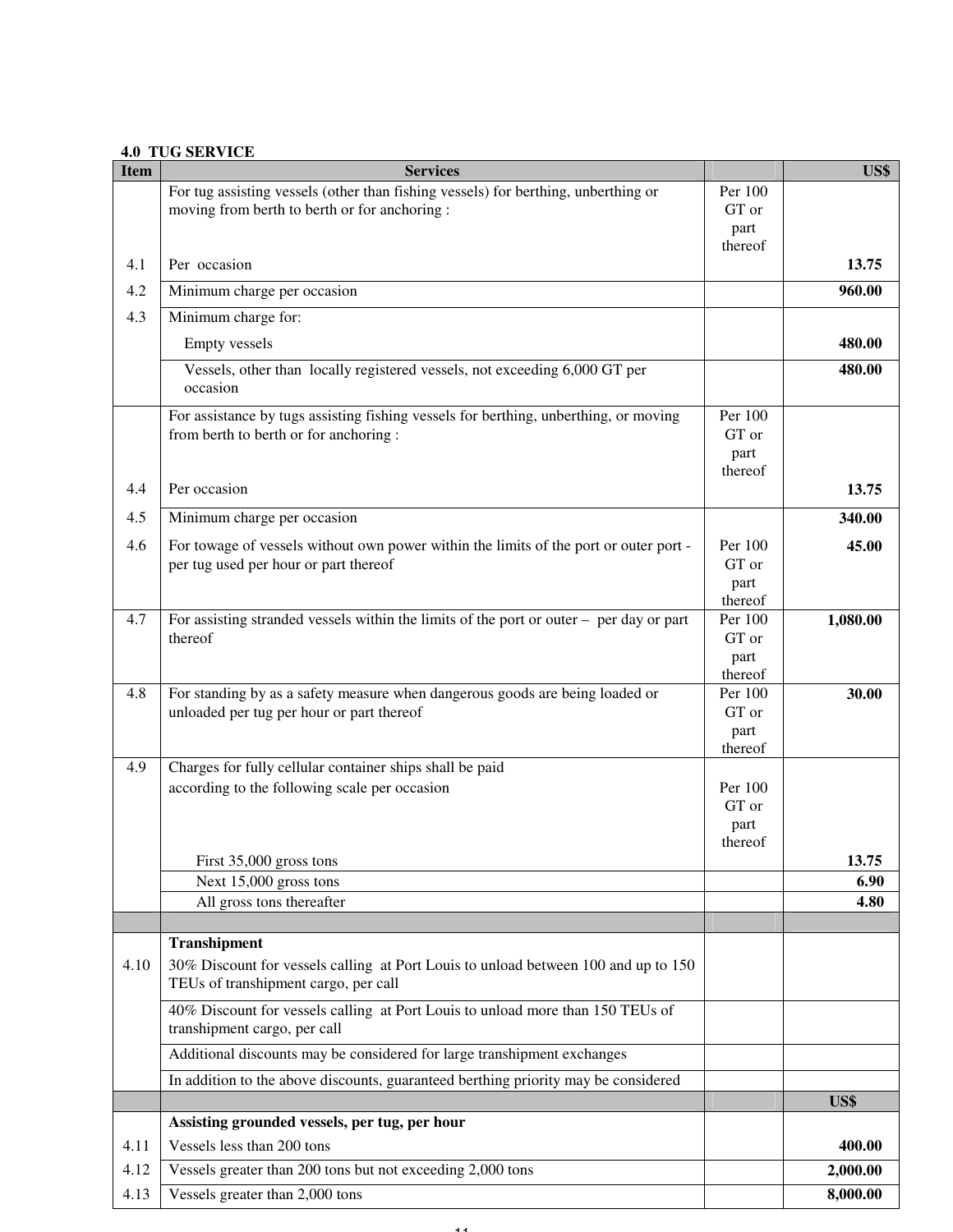### 4.0 TUG SERVICE

| Item | Services | | US$ |
|---|---|---|---|
| | For tug assisting vessels (other than fishing vessels) for berthing, unberthing or moving from berth to berth or for anchoring : | Per 100 GT or part thereof | |
| 4.1 | Per occasion | | **13.75** |
| 4.2 | Minimum charge per occasion | | **960.00** |
| 4.3 | Minimum charge for: | | |
| | Empty vessels | | **480.00** |
| | Vessels, other than locally registered vessels, not exceeding 6,000 GT per occasion | | **480.00** |
| | For assistance by tugs assisting fishing vessels for berthing, unberthing, or moving from berth to berth or for anchoring : | Per 100 GT or part thereof | |
| 4.4 | Per occasion | | **13.75** |
| 4.5 | Minimum charge per occasion | | **340.00** |
| 4.6 | For towage of vessels without own power within the limits of the port or outer port - per tug used per hour or part thereof | Per 100 GT or part thereof | **45.00** |
| 4.7 | For assisting stranded vessels within the limits of the port or outer – per day or part thereof | Per 100 GT or part thereof | **1,080.00** |
| 4.8 | For standing by as a safety measure when dangerous goods are being loaded or unloaded per tug per hour or part thereof | Per 100 GT or part thereof | **30.00** |
| 4.9 | Charges for fully cellular container ships shall be paid according to the following scale per occasion | Per 100 GT or part thereof | |
| | First 35,000 gross tons | | **13.75** |
| | Next 15,000 gross tons | | **6.90** |
| | All gross tons thereafter | | **4.80** |
| | | | |
| 4.10 | **Transhipment** 30% Discount for vessels calling at Port Louis to unload between 100 and up to 150 TEUs of transhipment cargo, per call | | |
| | 40% Discount for vessels calling at Port Louis to unload more than 150 TEUs of transhipment cargo, per call | | |
| | Additional discounts may be considered for large transhipment exchanges | | |
| | In addition to the above discounts, guaranteed berthing priority may be considered | | |
| | | | **US$** |
| | **Assisting grounded vessels, per tug, per hour** | | |
| 4.11 | Vessels less than 200 tons | | **400.00** |
| 4.12 | Vessels greater than 200 tons but not exceeding 2,000 tons | | **2,000.00** |
| 4.13 | Vessels greater than 2,000 tons | | **8,000.00** |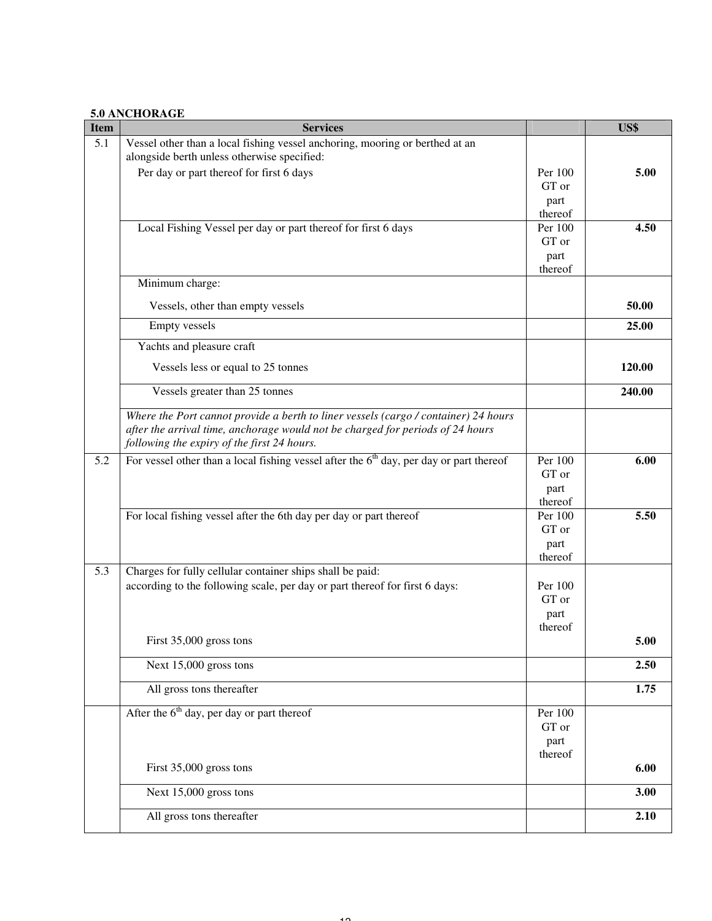**5.0 ANCHORAGE**

| Item | Services | | US$ |
|---|---|---|---|
| 5.1 | Vessel other than a local fishing vessel anchoring, mooring or berthed at an alongside berth unless otherwise specified: | | |
| | Per day or part thereof for first 6 days | Per 100 GT or part thereof | **5.00** |
| | Local Fishing Vessel per day or part thereof for first 6 days | Per 100 GT or part thereof | **4.50** |
| | Minimum charge: | | |
| | Vessels, other than empty vessels | | **50.00** |
| | Empty vessels | | **25.00** |
| | Yachts and pleasure craft | | |
| | Vessels less or equal to 25 tonnes | | **120.00** |
| | Vessels greater than 25 tonnes | | **240.00** |
| | *Where the Port cannot provide a berth to liner vessels (cargo / container) 24 hours after the arrival time, anchorage would not be charged for periods of 24 hours following the expiry of the first 24 hours.* | | |
| 5.2 | For vessel other than a local fishing vessel after the 6th day, per day or part thereof | Per 100 GT or part thereof | **6.00** |
| | For local fishing vessel after the 6th day per day or part thereof | Per 100 GT or part thereof | **5.50** |
| 5.3 | Charges for fully cellular container ships shall be paid: according to the following scale, per day or part thereof for first 6 days: | Per 100 GT or part thereof | |
| | First 35,000 gross tons | | **5.00** |
| | Next 15,000 gross tons | | **2.50** |
| | All gross tons thereafter | | **1.75** |
| | After the 6th day, per day or part thereof | Per 100 GT or part thereof | |
| | First 35,000 gross tons | | **6.00** |
| | Next 15,000 gross tons | | **3.00** |
| | All gross tons thereafter | | **2.10** |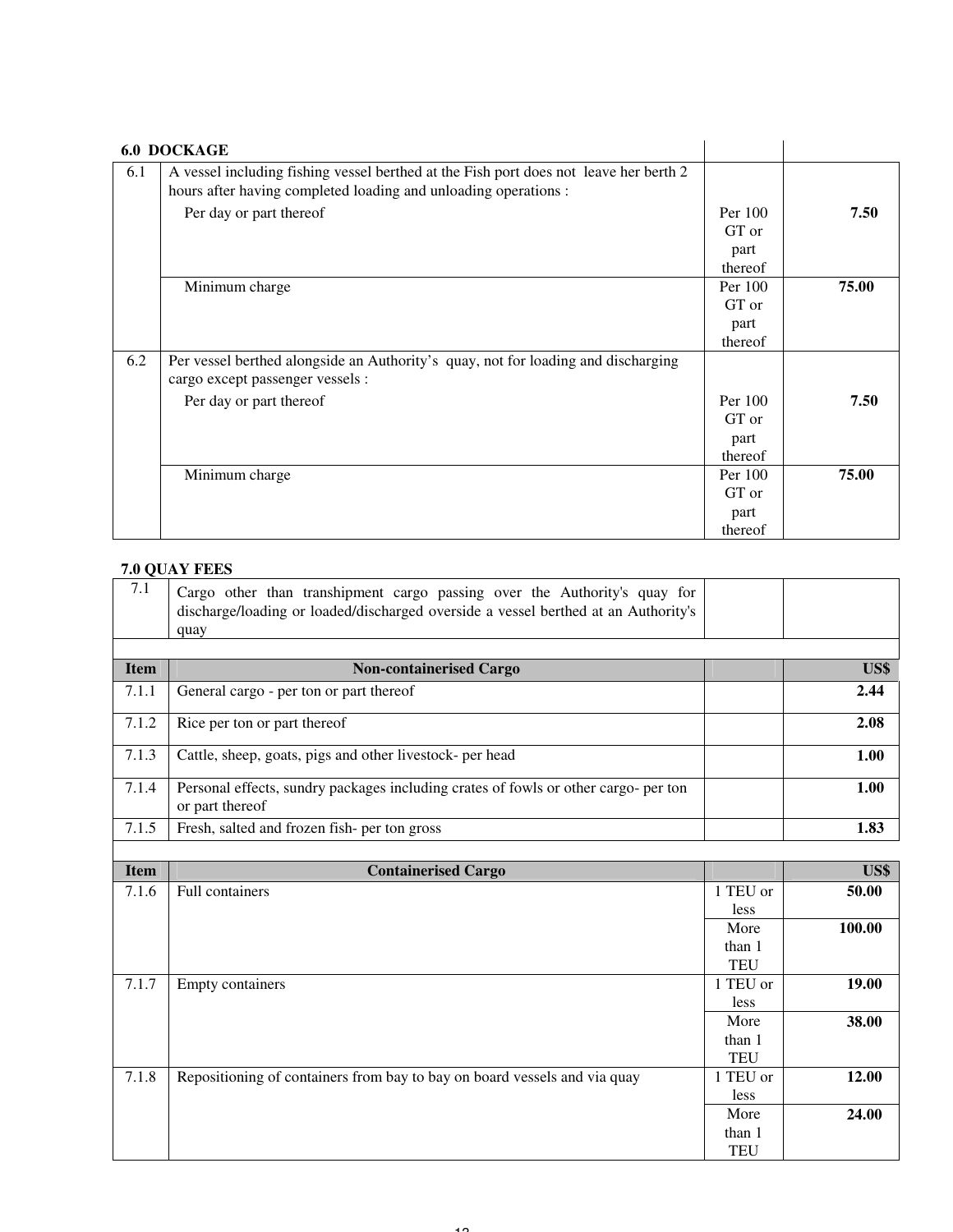## 6.0 DOCKAGE

| | | | |
|---|---|---|---|
| 6.1 | A vessel including fishing vessel berthed at the Fish port does not leave her berth 2 hours after having completed loading and unloading operations : | | |
| | Per day or part thereof | Per 100 GT or part thereof | **7.50** |
| | Minimum charge | Per 100 GT or part thereof | **75.00** |
| 6.2 | Per vessel berthed alongside an Authority's quay, not for loading and discharging cargo except passenger vessels : | | |
| | Per day or part thereof | Per 100 GT or part thereof | **7.50** |
| | Minimum charge | Per 100 GT or part thereof | **75.00** |

## 7.0 QUAY FEES

| | | | |
|---|---|---|---|
| 7.1 | Cargo other than transhipment cargo passing over the Authority's quay for discharge/loading or loaded/discharged overside a vessel berthed at an Authority's quay | | |
| | | | |
| **Item** | **Non-containerised Cargo** | | **US$** |
| 7.1.1 | General cargo - per ton or part thereof | | **2.44** |
| 7.1.2 | Rice per ton or part thereof | | **2.08** |
| 7.1.3 | Cattle, sheep, goats, pigs and other livestock- per head | | **1.00** |
| 7.1.4 | Personal effects, sundry packages including crates of fowls or other cargo- per ton or part thereof | | **1.00** |
| 7.1.5 | Fresh, salted and frozen fish- per ton gross | | **1.83** |
| | | | |
| **Item** | **Containerised Cargo** | | **US$** |
| 7.1.6 | Full containers | 1 TEU or less | **50.00** |
| | | More than 1 TEU | **100.00** |
| 7.1.7 | Empty containers | 1 TEU or less | **19.00** |
| | | More than 1 TEU | **38.00** |
| 7.1.8 | Repositioning of containers from bay to bay on board vessels and via quay | 1 TEU or less | **12.00** |
| | | More than 1 TEU | **24.00** |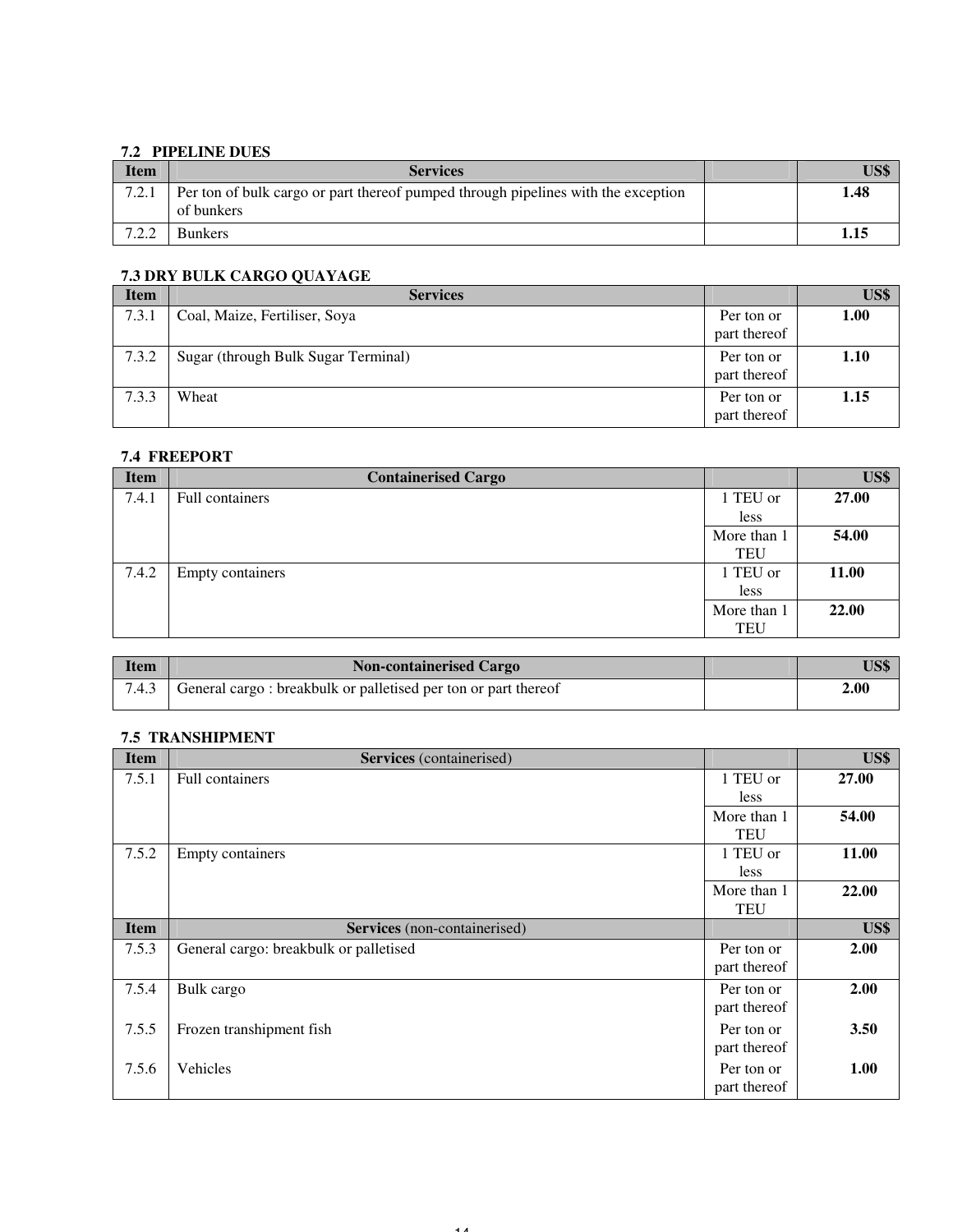### 7.2 PIPELINE DUES

| Item | Services | | US$ |
|---|---|---|---|
| 7.2.1 | Per ton of bulk cargo or part thereof pumped through pipelines with the exception of bunkers | | **1.48** |
| 7.2.2 | Bunkers | | **1.15** |

### 7.3 DRY BULK CARGO QUAYAGE

| Item | Services | | US$ |
|---|---|---|---|
| 7.3.1 | Coal, Maize, Fertiliser, Soya | Per ton or part thereof | **1.00** |
| 7.3.2 | Sugar (through Bulk Sugar Terminal) | Per ton or part thereof | **1.10** |
| 7.3.3 | Wheat | Per ton or part thereof | **1.15** |

### 7.4 FREEPORT

| Item | Containerised Cargo | | US$ |
|---|---|---|---|
| 7.4.1 | Full containers | 1 TEU or less | **27.00** |
| | | More than 1 TEU | **54.00** |
| 7.4.2 | Empty containers | 1 TEU or less | **11.00** |
| | | More than 1 TEU | **22.00** |

| Item | Non-containerised Cargo | | US$ |
|---|---|---|---|
| 7.4.3 | General cargo : breakbulk or palletised per ton or part thereof | | **2.00** |

### 7.5 TRANSHIPMENT

| Item | **Services** (containerised) | | US$ |
|---|---|---|---|
| 7.5.1 | Full containers | 1 TEU or less | **27.00** |
| | | More than 1 TEU | **54.00** |
| 7.5.2 | Empty containers | 1 TEU or less | **11.00** |
| | | More than 1 TEU | **22.00** |
| **Item** | **Services** (non-containerised) | | **US$** |
| 7.5.3 | General cargo: breakbulk or palletised | Per ton or part thereof | **2.00** |
| 7.5.4 | Bulk cargo | Per ton or part thereof | **2.00** |
| 7.5.5 | Frozen transhipment fish | Per ton or part thereof | **3.50** |
| 7.5.6 | Vehicles | Per ton or part thereof | **1.00** |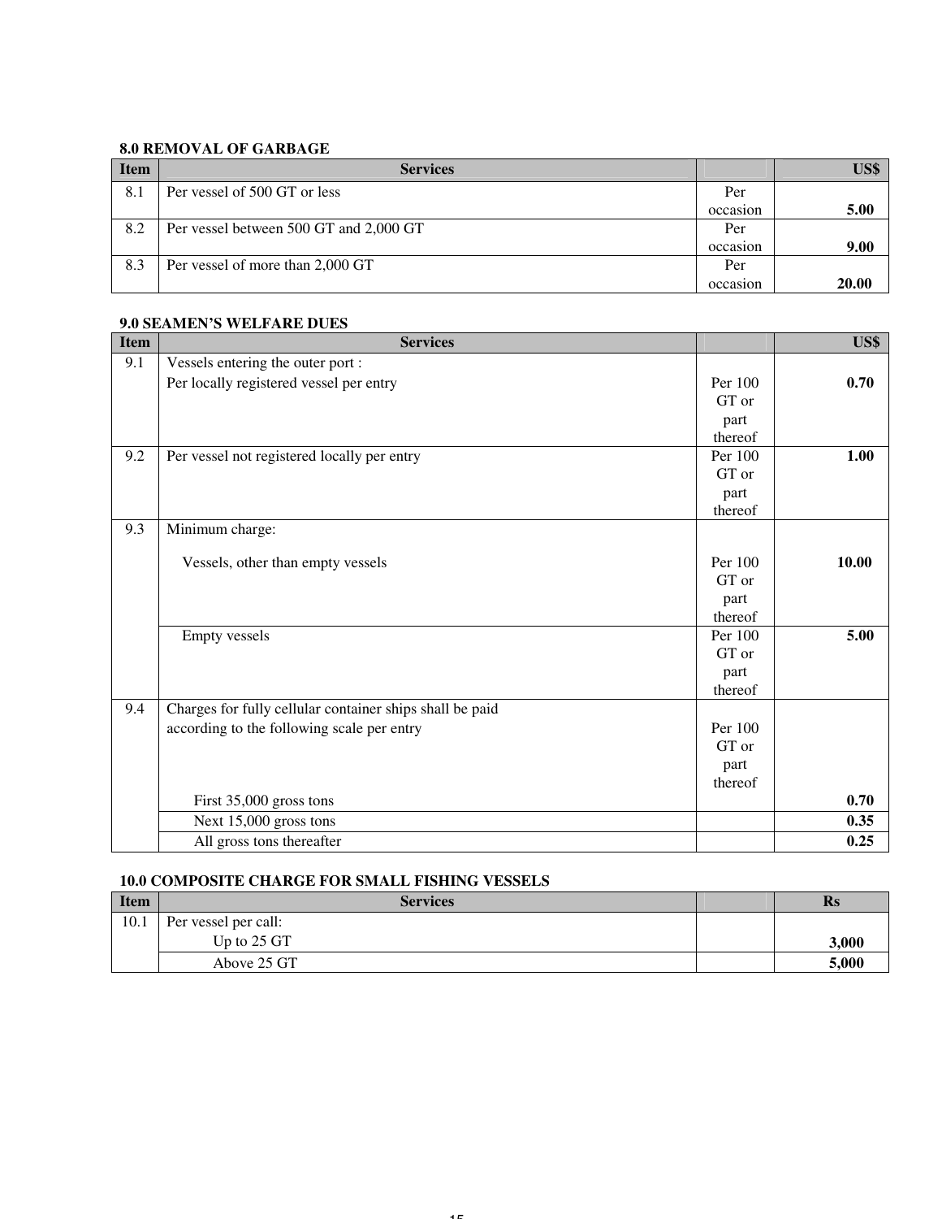### 8.0 REMOVAL OF GARBAGE

| Item | Services | | US$ |
|---|---|---|---|
| 8.1 | Per vessel of 500 GT or less | Per occasion | **5.00** |
| 8.2 | Per vessel between 500 GT and 2,000 GT | Per occasion | **9.00** |
| 8.3 | Per vessel of more than 2,000 GT | Per occasion | **20.00** |

### 9.0 SEAMEN'S WELFARE DUES

| Item | Services | | US$ |
|---|---|---|---|
| 9.1 | Vessels entering the outer port :<br>Per locally registered vessel per entry | Per 100 GT or part thereof | **0.70** |
| 9.2 | Per vessel not registered locally per entry | Per 100 GT or part thereof | **1.00** |
| 9.3 | Minimum charge:<br>Vessels, other than empty vessels | Per 100 GT or part thereof | **10.00** |
| | Empty vessels | Per 100 GT or part thereof | **5.00** |
| 9.4 | Charges for fully cellular container ships shall be paid according to the following scale per entry<br>First 35,000 gross tons | Per 100 GT or part thereof | **0.70** |
| | Next 15,000 gross tons | | **0.35** |
| | All gross tons thereafter | | **0.25** |

### 10.0 COMPOSITE CHARGE FOR SMALL FISHING VESSELS

| Item | Services | | Rs |
|---|---|---|---|
| 10.1 | Per vessel per call:<br>Up to 25 GT | | **3,000** |
| | Above 25 GT | | **5,000** |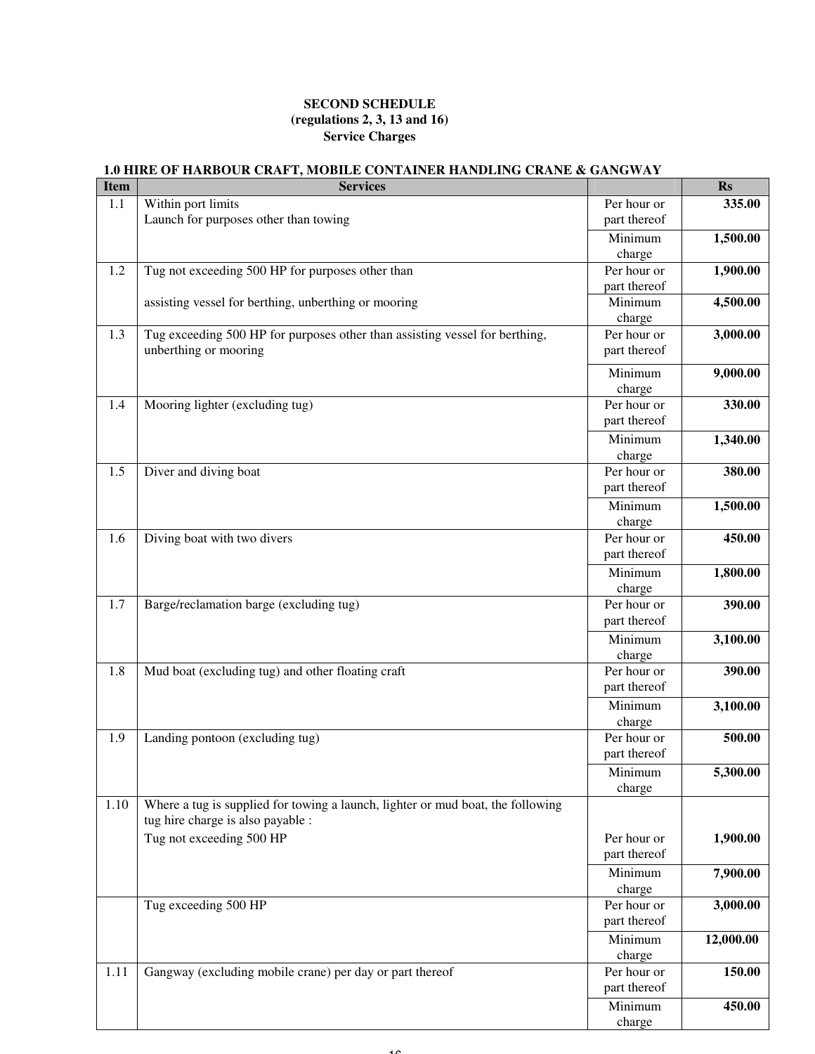**SECOND SCHEDULE**
**(regulations 2, 3, 13 and 16)**
**Service Charges**

**1.0 HIRE OF HARBOUR CRAFT, MOBILE CONTAINER HANDLING CRANE & GANGWAY**

| Item | Services | | Rs |
|---|---|---|---|
| 1.1 | Within port limits<br>Launch for purposes other than towing | Per hour or part thereof | **335.00** |
| | | Minimum charge | **1,500.00** |
| 1.2 | Tug not exceeding 500 HP for purposes other than | Per hour or part thereof | **1,900.00** |
| | assisting vessel for berthing, unberthing or mooring | Minimum charge | **4,500.00** |
| 1.3 | Tug exceeding 500 HP for purposes other than assisting vessel for berthing, unberthing or mooring | Per hour or part thereof | **3,000.00** |
| | | Minimum charge | **9,000.00** |
| 1.4 | Mooring lighter (excluding tug) | Per hour or part thereof | **330.00** |
| | | Minimum charge | **1,340.00** |
| 1.5 | Diver and diving boat | Per hour or part thereof | **380.00** |
| | | Minimum charge | **1,500.00** |
| 1.6 | Diving boat with two divers | Per hour or part thereof | **450.00** |
| | | Minimum charge | **1,800.00** |
| 1.7 | Barge/reclamation barge (excluding tug) | Per hour or part thereof | **390.00** |
| | | Minimum charge | **3,100.00** |
| 1.8 | Mud boat (excluding tug) and other floating craft | Per hour or part thereof | **390.00** |
| | | Minimum charge | **3,100.00** |
| 1.9 | Landing pontoon (excluding tug) | Per hour or part thereof | **500.00** |
| | | Minimum charge | **5,300.00** |
| 1.10 | Where a tug is supplied for towing a launch, lighter or mud boat, the following tug hire charge is also payable :<br>Tug not exceeding 500 HP | Per hour or part thereof | **1,900.00** |
| | | Minimum charge | **7,900.00** |
| | Tug exceeding 500 HP | Per hour or part thereof | **3,000.00** |
| | | Minimum charge | **12,000.00** |
| 1.11 | Gangway (excluding mobile crane) per day or part thereof | Per hour or part thereof | **150.00** |
| | | Minimum charge | **450.00** |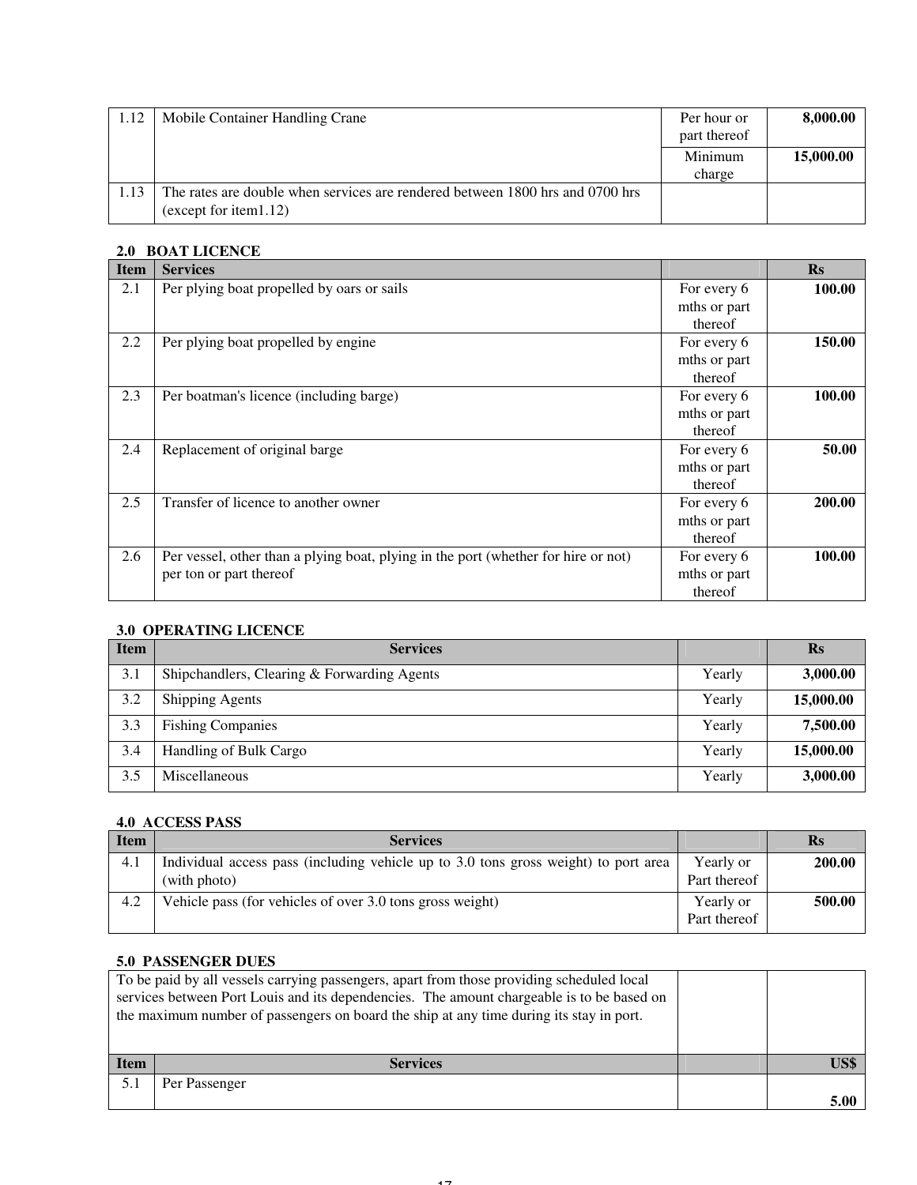| | | | |
|---|---|---|---|
| 1.12 | Mobile Container Handling Crane | Per hour or part thereof | **8,000.00** |
| | | Minimum charge | **15,000.00** |
| 1.13 | The rates are double when services are rendered between 1800 hrs and 0700 hrs (except for item1.12) | | |

**2.0 BOAT LICENCE**

| Item | Services | | Rs |
|---|---|---|---|
| 2.1 | Per plying boat propelled by oars or sails | For every 6 mths or part thereof | **100.00** |
| 2.2 | Per plying boat propelled by engine | For every 6 mths or part thereof | **150.00** |
| 2.3 | Per boatman's licence (including barge) | For every 6 mths or part thereof | **100.00** |
| 2.4 | Replacement of original barge | For every 6 mths or part thereof | **50.00** |
| 2.5 | Transfer of licence to another owner | For every 6 mths or part thereof | **200.00** |
| 2.6 | Per vessel, other than a plying boat, plying in the port (whether for hire or not) per ton or part thereof | For every 6 mths or part thereof | **100.00** |

**3.0 OPERATING LICENCE**

| Item | Services | | Rs |
|---|---|---|---|
| 3.1 | Shipchandlers, Clearing & Forwarding Agents | Yearly | **3,000.00** |
| 3.2 | Shipping Agents | Yearly | **15,000.00** |
| 3.3 | Fishing Companies | Yearly | **7,500.00** |
| 3.4 | Handling of Bulk Cargo | Yearly | **15,000.00** |
| 3.5 | Miscellaneous | Yearly | **3,000.00** |

**4.0 ACCESS PASS**

| Item | Services | | Rs |
|---|---|---|---|
| 4.1 | Individual access pass (including vehicle up to 3.0 tons gross weight) to port area (with photo) | Yearly or Part thereof | **200.00** |
| 4.2 | Vehicle pass (for vehicles of over 3.0 tons gross weight) | Yearly or Part thereof | **500.00** |

**5.0 PASSENGER DUES**

| To be paid by all vessels carrying passengers, apart from those providing scheduled local services between Port Louis and its dependencies. The amount chargeable is to be based on the maximum number of passengers on board the ship at any time during its stay in port. | | | |
|---|---|---|---|
| **Item** | **Services** | | **US$** |
| 5.1 | Per Passenger | | **5.00** |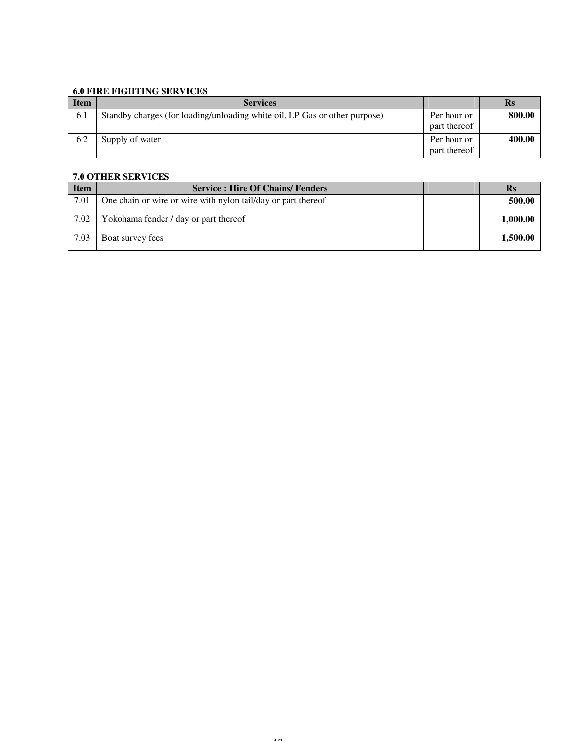### 6.0 FIRE FIGHTING SERVICES

| Item | Services | | Rs |
|---|---|---|---|
| 6.1 | Standby charges (for loading/unloading white oil, LP Gas or other purpose) | Per hour or part thereof | **800.00** |
| 6.2 | Supply of water | Per hour or part thereof | **400.00** |

### 7.0 OTHER SERVICES

| Item | Service : Hire Of Chains/ Fenders | | Rs |
|---|---|---|---|
| 7.01 | One chain or wire or wire with nylon tail/day or part thereof | | **500.00** |
| 7.02 | Yokohama fender / day or part thereof | | **1,000.00** |
| 7.03 | Boat survey fees | | **1,500.00** |